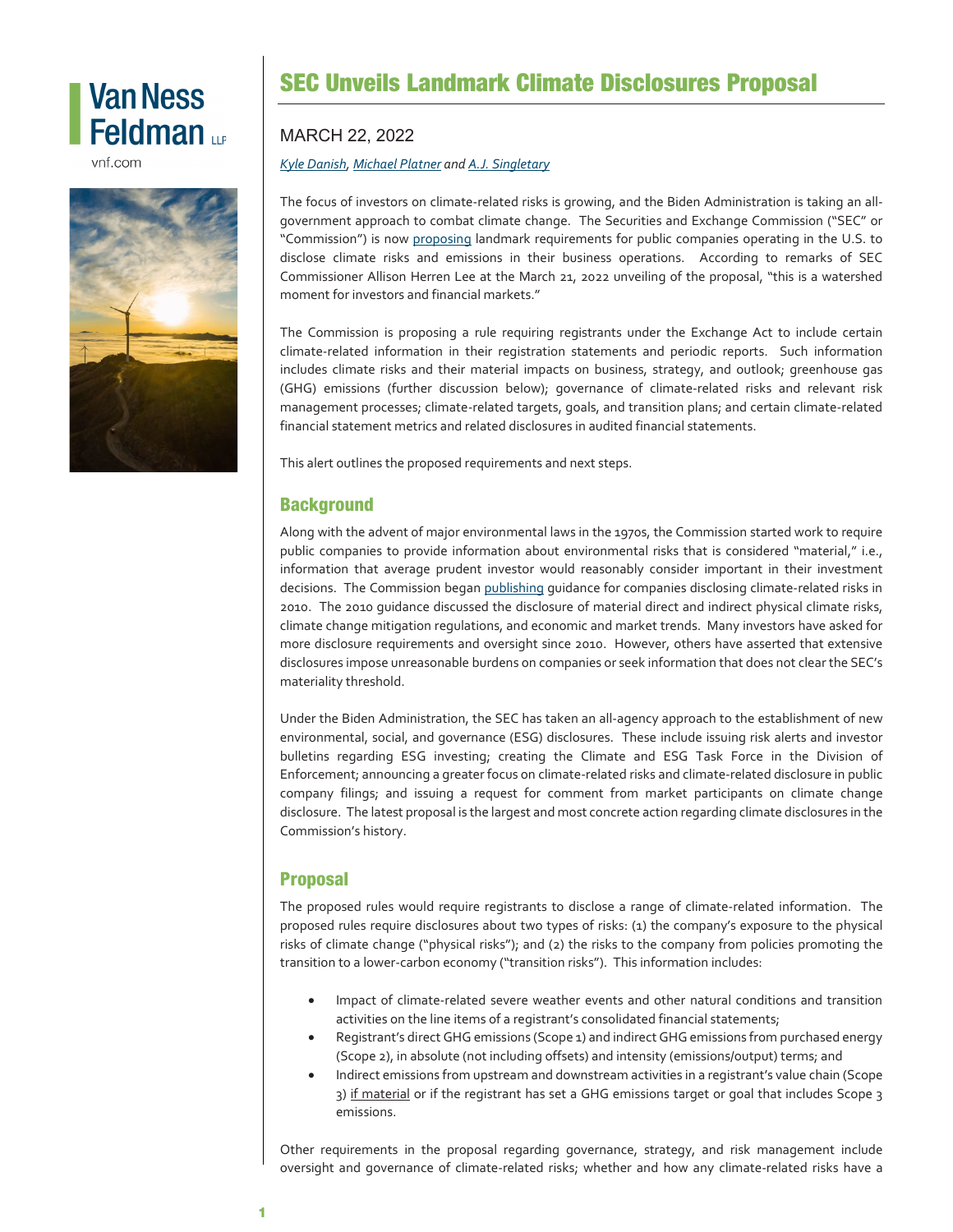# SEC Unveils Landmark Climate Disclosures Proposal

MARCH 22, 2022

*Kyle Danish, Michael Platner and A.J. Singletary*

The focus of investors on climate-related risks is growing, and the Biden Administration is taking an all-government approach to combat climate change. The Securities and Exchange Commission ("SEC" or "Commission") is now proposing landmark requirements for public companies operating in the U.S. to disclose climate risks and emissions in their business operations. According to remarks of SEC Commissioner Allison Herren Lee at the March 21, 2022 unveiling of the proposal, "this is a watershed moment for investors and financial markets."

The Commission is proposing a rule requiring registrants under the Exchange Act to include certain climate-related information in their registration statements and periodic reports. Such information includes climate risks and their material impacts on business, strategy, and outlook; greenhouse gas (GHG) emissions (further discussion below); governance of climate-related risks and relevant risk management processes; climate-related targets, goals, and transition plans; and certain climate-related financial statement metrics and related disclosures in audited financial statements.

This alert outlines the proposed requirements and next steps.

## Background

Along with the advent of major environmental laws in the 1970s, the Commission started work to require public companies to provide information about environmental risks that is considered "material," i.e., information that average prudent investor would reasonably consider important in their investment decisions. The Commission began publishing guidance for companies disclosing climate-related risks in 2010. The 2010 guidance discussed the disclosure of material direct and indirect physical climate risks, climate change mitigation regulations, and economic and market trends. Many investors have asked for more disclosure requirements and oversight since 2010. However, others have asserted that extensive disclosures impose unreasonable burdens on companies or seek information that does not clear the SEC's materiality threshold.

Under the Biden Administration, the SEC has taken an all-agency approach to the establishment of new environmental, social, and governance (ESG) disclosures. These include issuing risk alerts and investor bulletins regarding ESG investing; creating the Climate and ESG Task Force in the Division of Enforcement; announcing a greater focus on climate-related risks and climate-related disclosure in public company filings; and issuing a request for comment from market participants on climate change disclosure. The latest proposal is the largest and most concrete action regarding climate disclosures in the Commission's history.

## Proposal

The proposed rules would require registrants to disclose a range of climate-related information. The proposed rules require disclosures about two types of risks: (1) the company's exposure to the physical risks of climate change ("physical risks"); and (2) the risks to the company from policies promoting the transition to a lower-carbon economy ("transition risks"). This information includes:

- Impact of climate-related severe weather events and other natural conditions and transition activities on the line items of a registrant's consolidated financial statements;
- Registrant's direct GHG emissions (Scope 1) and indirect GHG emissions from purchased energy (Scope 2), in absolute (not including offsets) and intensity (emissions/output) terms; and
- Indirect emissions from upstream and downstream activities in a registrant's value chain (Scope 3) if material or if the registrant has set a GHG emissions target or goal that includes Scope 3 emissions.

Other requirements in the proposal regarding governance, strategy, and risk management include oversight and governance of climate-related risks; whether and how any climate-related risks have a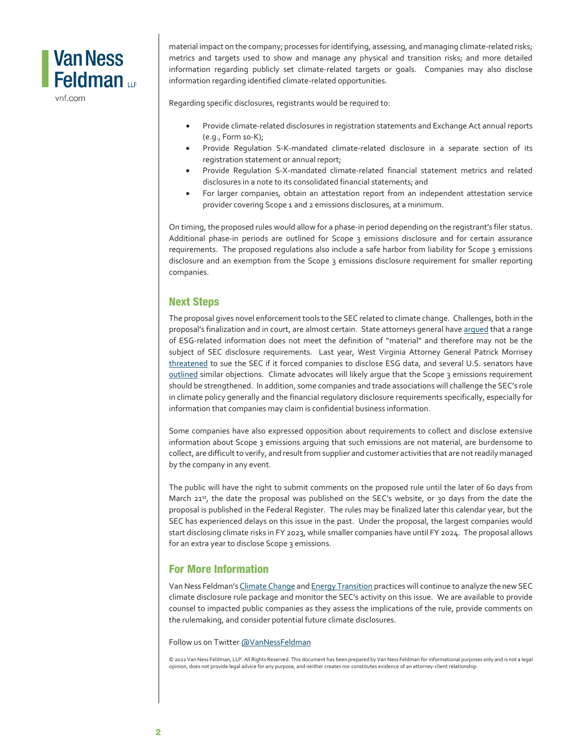material impact on the company; processes for identifying, assessing, and managing climate-related risks; metrics and targets used to show and manage any physical and transition risks; and more detailed information regarding publicly set climate-related targets or goals. Companies may also disclose information regarding identified climate-related opportunities.

Regarding specific disclosures, registrants would be required to:

- Provide climate-related disclosures in registration statements and Exchange Act annual reports (e.g., Form 10-K);
- Provide Regulation S-K-mandated climate-related disclosure in a separate section of its registration statement or annual report;
- Provide Regulation S-X-mandated climate-related financial statement metrics and related disclosures in a note to its consolidated financial statements; and
- For larger companies, obtain an attestation report from an independent attestation service provider covering Scope 1 and 2 emissions disclosures, at a minimum.

On timing, the proposed rules would allow for a phase-in period depending on the registrant's filer status. Additional phase-in periods are outlined for Scope 3 emissions disclosure and for certain assurance requirements. The proposed regulations also include a safe harbor from liability for Scope 3 emissions disclosure and an exemption from the Scope 3 emissions disclosure requirement for smaller reporting companies.

## Next Steps

The proposal gives novel enforcement tools to the SEC related to climate change. Challenges, both in the proposal's finalization and in court, are almost certain. State attorneys general have argued that a range of ESG-related information does not meet the definition of "material" and therefore may not be the subject of SEC disclosure requirements. Last year, West Virginia Attorney General Patrick Morrisey threatened to sue the SEC if it forced companies to disclose ESG data, and several U.S. senators have outlined similar objections. Climate advocates will likely argue that the Scope 3 emissions requirement should be strengthened. In addition, some companies and trade associations will challenge the SEC's role in climate policy generally and the financial regulatory disclosure requirements specifically, especially for information that companies may claim is confidential business information.

Some companies have also expressed opposition about requirements to collect and disclose extensive information about Scope 3 emissions arguing that such emissions are not material, are burdensome to collect, are difficult to verify, and result from supplier and customer activities that are not readily managed by the company in any event.

The public will have the right to submit comments on the proposed rule until the later of 60 days from March 21st, the date the proposal was published on the SEC's website, or 30 days from the date the proposal is published in the Federal Register. The rules may be finalized later this calendar year, but the SEC has experienced delays on this issue in the past. Under the proposal, the largest companies would start disclosing climate risks in FY 2023, while smaller companies have until FY 2024. The proposal allows for an extra year to disclose Scope 3 emissions.

## For More Information

Van Ness Feldman's Climate Change and Energy Transition practices will continue to analyze the new SEC climate disclosure rule package and monitor the SEC's activity on this issue. We are available to provide counsel to impacted public companies as they assess the implications of the rule, provide comments on the rulemaking, and consider potential future climate disclosures.

Follow us on Twitter @VanNessFeldman

© 2022 Van Ness Feldman, LLP. All Rights Reserved. This document has been prepared by Van Ness Feldman for informational purposes only and is not a legal opinion, does not provide legal advice for any purpose, and neither creates nor constitutes evidence of an attorney-client relationship.